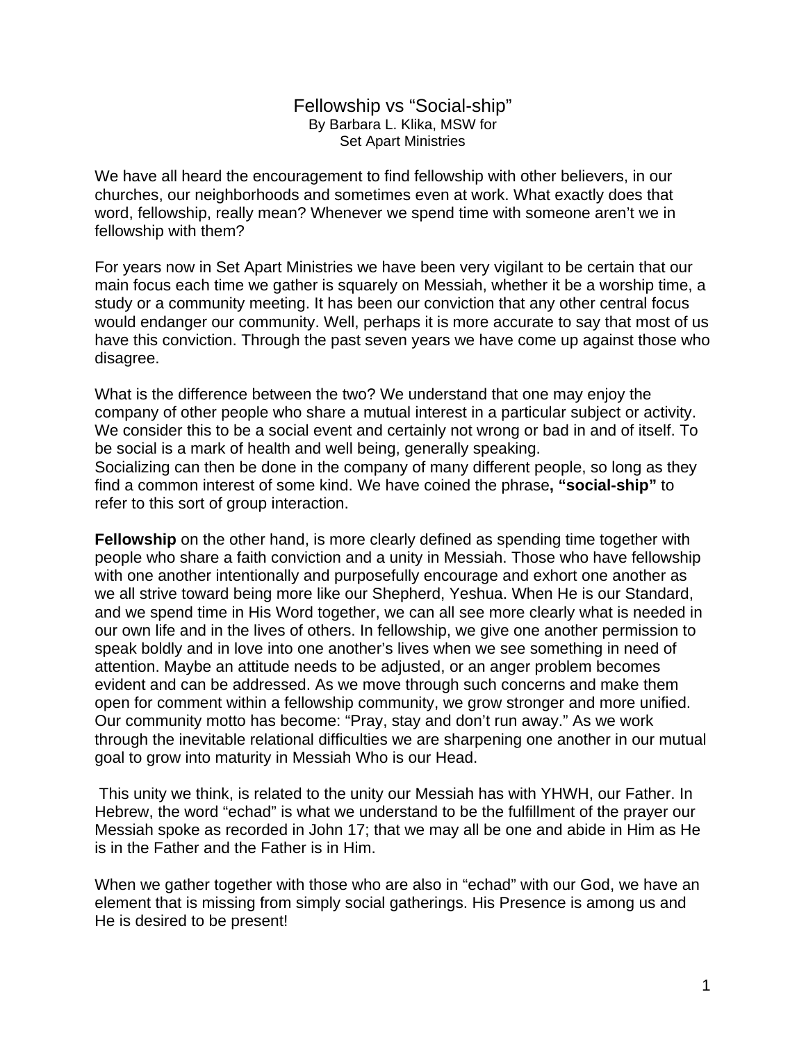# Fellowship vs "Social-ship"

By Barbara L. Klika, MSW for
Set Apart Ministries

We have all heard the encouragement to find fellowship with other believers, in our churches, our neighborhoods and sometimes even at work. What exactly does that word, fellowship, really mean? Whenever we spend time with someone aren't we in fellowship with them?

For years now in Set Apart Ministries we have been very vigilant to be certain that our main focus each time we gather is squarely on Messiah, whether it be a worship time, a study or a community meeting. It has been our conviction that any other central focus would endanger our community. Well, perhaps it is more accurate to say that most of us have this conviction. Through the past seven years we have come up against those who disagree.

What is the difference between the two? We understand that one may enjoy the company of other people who share a mutual interest in a particular subject or activity. We consider this to be a social event and certainly not wrong or bad in and of itself. To be social is a mark of health and well being, generally speaking.
Socializing can then be done in the company of many different people, so long as they find a common interest of some kind. We have coined the phrase**, "social-ship"** to refer to this sort of group interaction.

**Fellowship** on the other hand, is more clearly defined as spending time together with people who share a faith conviction and a unity in Messiah. Those who have fellowship with one another intentionally and purposefully encourage and exhort one another as we all strive toward being more like our Shepherd, Yeshua. When He is our Standard, and we spend time in His Word together, we can all see more clearly what is needed in our own life and in the lives of others. In fellowship, we give one another permission to speak boldly and in love into one another's lives when we see something in need of attention. Maybe an attitude needs to be adjusted, or an anger problem becomes evident and can be addressed. As we move through such concerns and make them open for comment within a fellowship community, we grow stronger and more unified. Our community motto has become: "Pray, stay and don't run away." As we work through the inevitable relational difficulties we are sharpening one another in our mutual goal to grow into maturity in Messiah Who is our Head.

This unity we think, is related to the unity our Messiah has with YHWH, our Father. In Hebrew, the word "echad" is what we understand to be the fulfillment of the prayer our Messiah spoke as recorded in John 17; that we may all be one and abide in Him as He is in the Father and the Father is in Him.

When we gather together with those who are also in "echad" with our God, we have an element that is missing from simply social gatherings. His Presence is among us and He is desired to be present!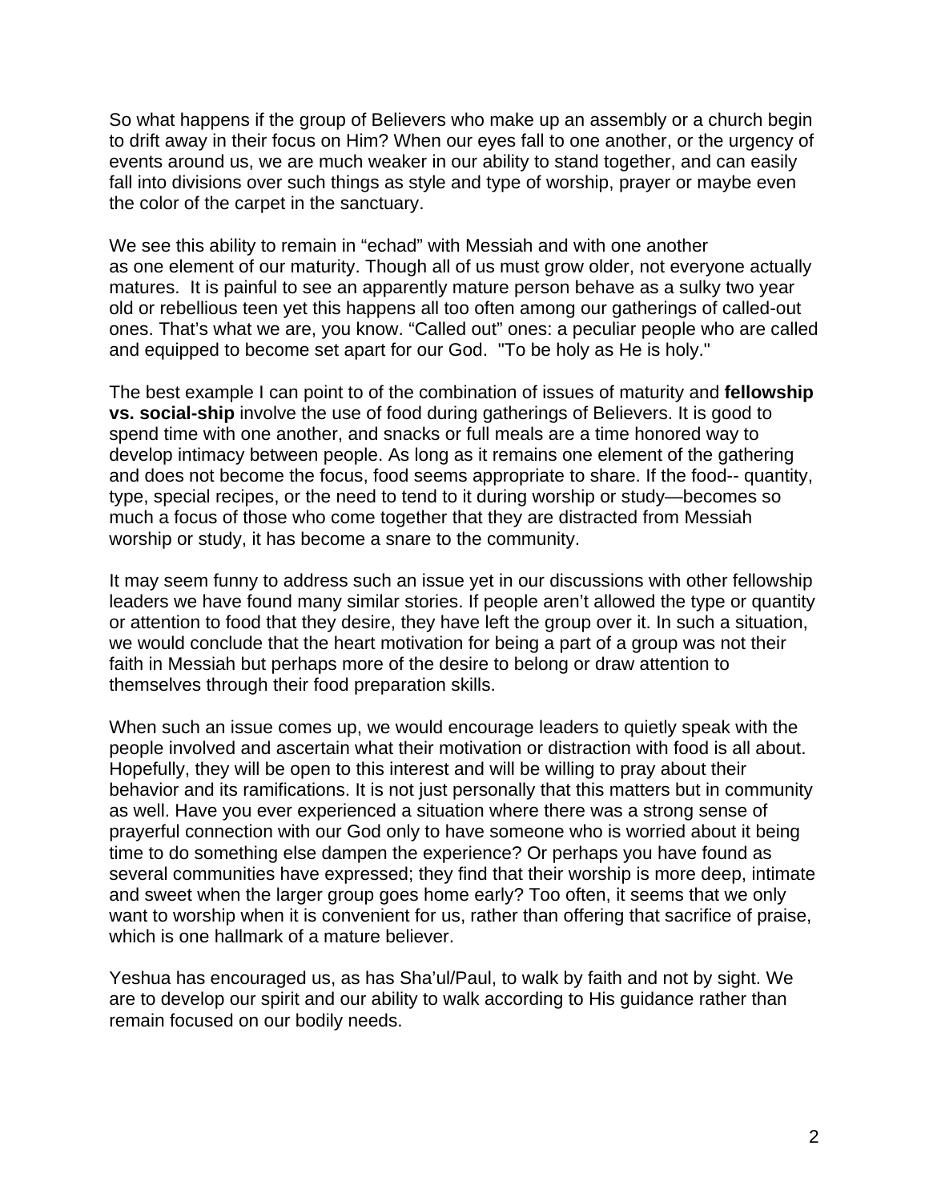So what happens if the group of Believers who make up an assembly or a church begin to drift away in their focus on Him? When our eyes fall to one another, or the urgency of events around us, we are much weaker in our ability to stand together, and can easily fall into divisions over such things as style and type of worship, prayer or maybe even the color of the carpet in the sanctuary.

We see this ability to remain in "echad" with Messiah and with one another as one element of our maturity. Though all of us must grow older, not everyone actually matures. It is painful to see an apparently mature person behave as a sulky two year old or rebellious teen yet this happens all too often among our gatherings of called-out ones. That's what we are, you know. "Called out" ones: a peculiar people who are called and equipped to become set apart for our God. "To be holy as He is holy."

The best example I can point to of the combination of issues of maturity and **fellowship vs. social-ship** involve the use of food during gatherings of Believers. It is good to spend time with one another, and snacks or full meals are a time honored way to develop intimacy between people. As long as it remains one element of the gathering and does not become the focus, food seems appropriate to share. If the food-- quantity, type, special recipes, or the need to tend to it during worship or study—becomes so much a focus of those who come together that they are distracted from Messiah worship or study, it has become a snare to the community.

It may seem funny to address such an issue yet in our discussions with other fellowship leaders we have found many similar stories. If people aren't allowed the type or quantity or attention to food that they desire, they have left the group over it. In such a situation, we would conclude that the heart motivation for being a part of a group was not their faith in Messiah but perhaps more of the desire to belong or draw attention to themselves through their food preparation skills.

When such an issue comes up, we would encourage leaders to quietly speak with the people involved and ascertain what their motivation or distraction with food is all about. Hopefully, they will be open to this interest and will be willing to pray about their behavior and its ramifications. It is not just personally that this matters but in community as well. Have you ever experienced a situation where there was a strong sense of prayerful connection with our God only to have someone who is worried about it being time to do something else dampen the experience? Or perhaps you have found as several communities have expressed; they find that their worship is more deep, intimate and sweet when the larger group goes home early? Too often, it seems that we only want to worship when it is convenient for us, rather than offering that sacrifice of praise, which is one hallmark of a mature believer.

Yeshua has encouraged us, as has Sha'ul/Paul, to walk by faith and not by sight. We are to develop our spirit and our ability to walk according to His guidance rather than remain focused on our bodily needs.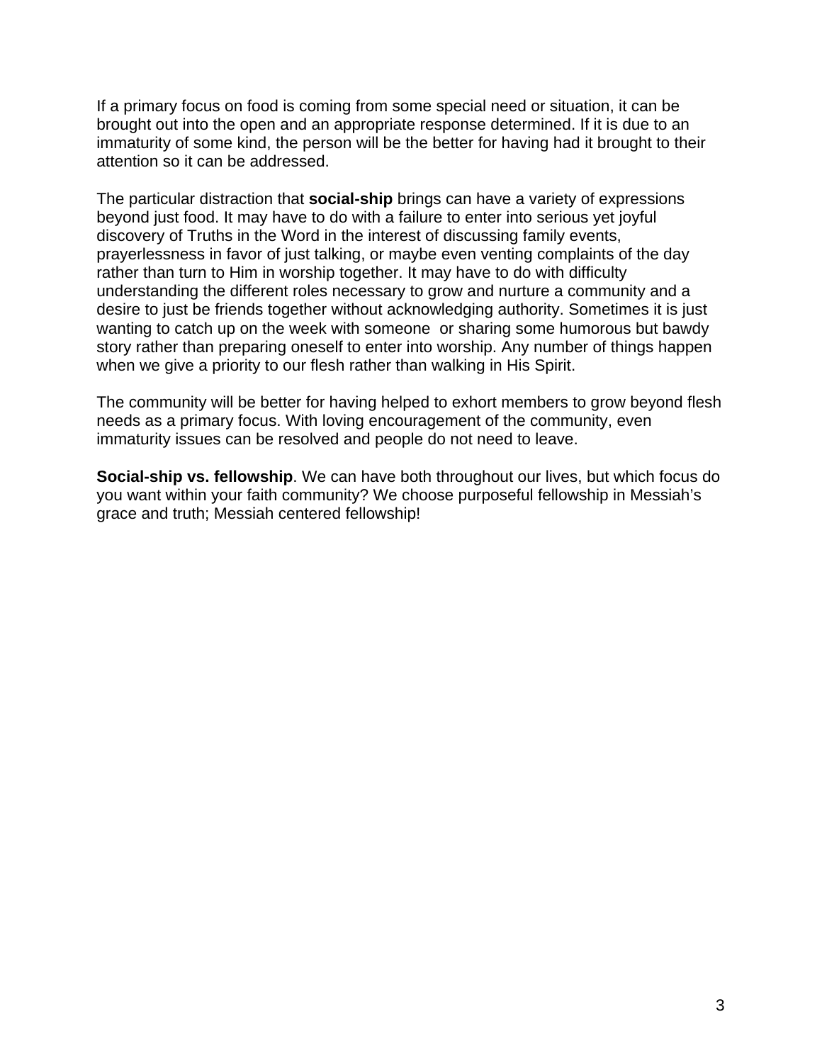If a primary focus on food is coming from some special need or situation, it can be brought out into the open and an appropriate response determined. If it is due to an immaturity of some kind, the person will be the better for having had it brought to their attention so it can be addressed.

The particular distraction that **social-ship** brings can have a variety of expressions beyond just food. It may have to do with a failure to enter into serious yet joyful discovery of Truths in the Word in the interest of discussing family events, prayerlessness in favor of just talking, or maybe even venting complaints of the day rather than turn to Him in worship together. It may have to do with difficulty understanding the different roles necessary to grow and nurture a community and a desire to just be friends together without acknowledging authority. Sometimes it is just wanting to catch up on the week with someone  or sharing some humorous but bawdy story rather than preparing oneself to enter into worship. Any number of things happen when we give a priority to our flesh rather than walking in His Spirit.

The community will be better for having helped to exhort members to grow beyond flesh needs as a primary focus. With loving encouragement of the community, even immaturity issues can be resolved and people do not need to leave.

**Social-ship vs. fellowship**. We can have both throughout our lives, but which focus do you want within your faith community? We choose purposeful fellowship in Messiah's grace and truth; Messiah centered fellowship!